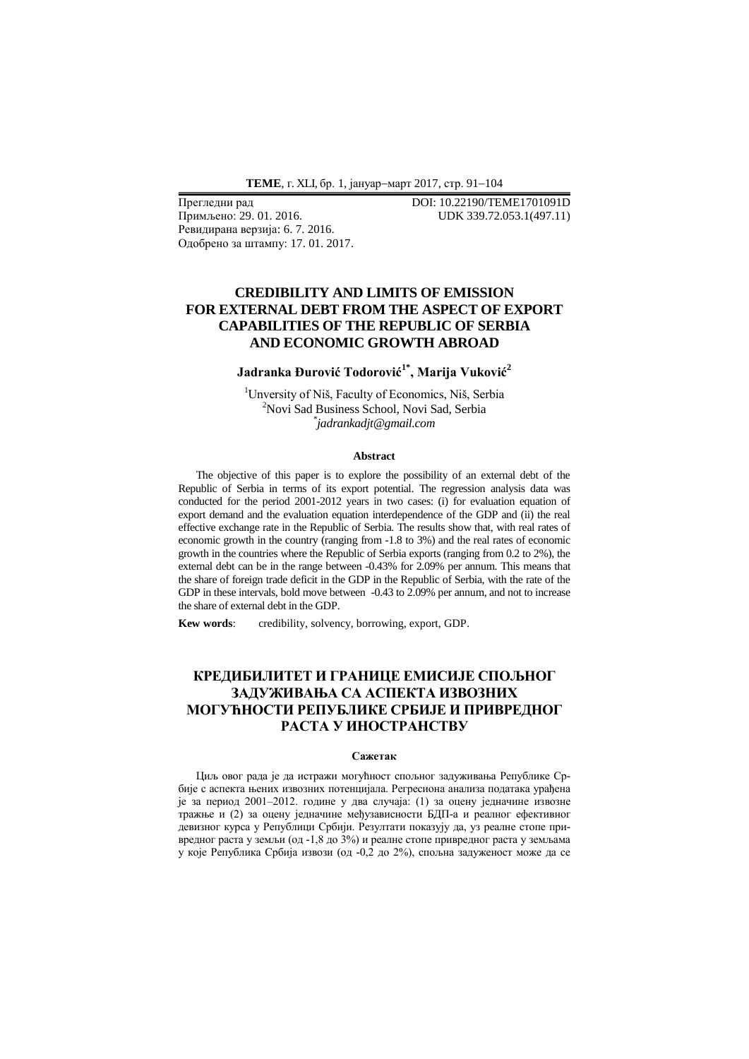Прегледни рад
Примљено: 29. 01. 2016.
Ревидирана верзија: 6. 7. 2016.
Одобрено за штампу: 17. 01. 2017.

DOI: 10.22190/TEME1701091D
UDK 339.72.053.1(497.11)

# CREDIBILITY AND LIMITS OF EMISSION FOR EXTERNAL DEBT FROM THE ASPECT OF EXPORT CAPABILITIES OF THE REPUBLIC OF SERBIA AND ECONOMIC GROWTH ABROAD

**Jadranka Đurović Todorović[1*], Marija Vuković[2]**

[1]Unversity of Niš, Faculty of Economics, Niš, Serbia
[2]Novi Sad Business School, Novi Sad, Serbia
[*]*jadrankadjt@gmail.com*

### Abstract

The objective of this paper is to explore the possibility of an external debt of the Republic of Serbia in terms of its export potential. The regression analysis data was conducted for the period 2001-2012 years in two cases: (i) for evaluation equation of export demand and the evaluation equation interdependence of the GDP and (ii) the real effective exchange rate in the Republic of Serbia. The results show that, with real rates of economic growth in the country (ranging from -1.8 to 3%) and the real rates of economic growth in the countries where the Republic of Serbia exports (ranging from 0.2 to 2%), the external debt can be in the range between -0.43% for 2.09% per annum. This means that the share of foreign trade deficit in the GDP in the Republic of Serbia, with the rate of the GDP in these intervals, bold move between -0.43 to 2.09% per annum, and not to increase the share of external debt in the GDP.

**Kew words**: credibility, solvency, borrowing, export, GDP.

# КРЕДИБИЛИТЕТ И ГРАНИЦЕ ЕМИСИЈЕ СПОЉНОГ ЗАДУЖИВАЊА СА АСПЕКТА ИЗВОЗНИХ МОГУЋНОСТИ РЕПУБЛИКЕ СРБИЈЕ И ПРИВРЕДНОГ РАСТА У ИНОСТРАНСТВУ

### Сажетак

Циљ овог рада је да истражи могућност спољног задуживања Републике Србије с аспекта њених извозних потенцијала. Регресиона анализа података урађена је за период 2001–2012. године у два случаја: (1) за оцену једначине извозне тражње и (2) за оцену једначине међузависности БДП-а и реалног ефективног девизног курса у Републици Србији. Резултати показују да, уз реалне стопе привредног раста у земљи (од -1,8 до 3%) и реалне стопе привредног раста у земљама у које Република Србија извози (од -0,2 до 2%), спољна задуженост може да се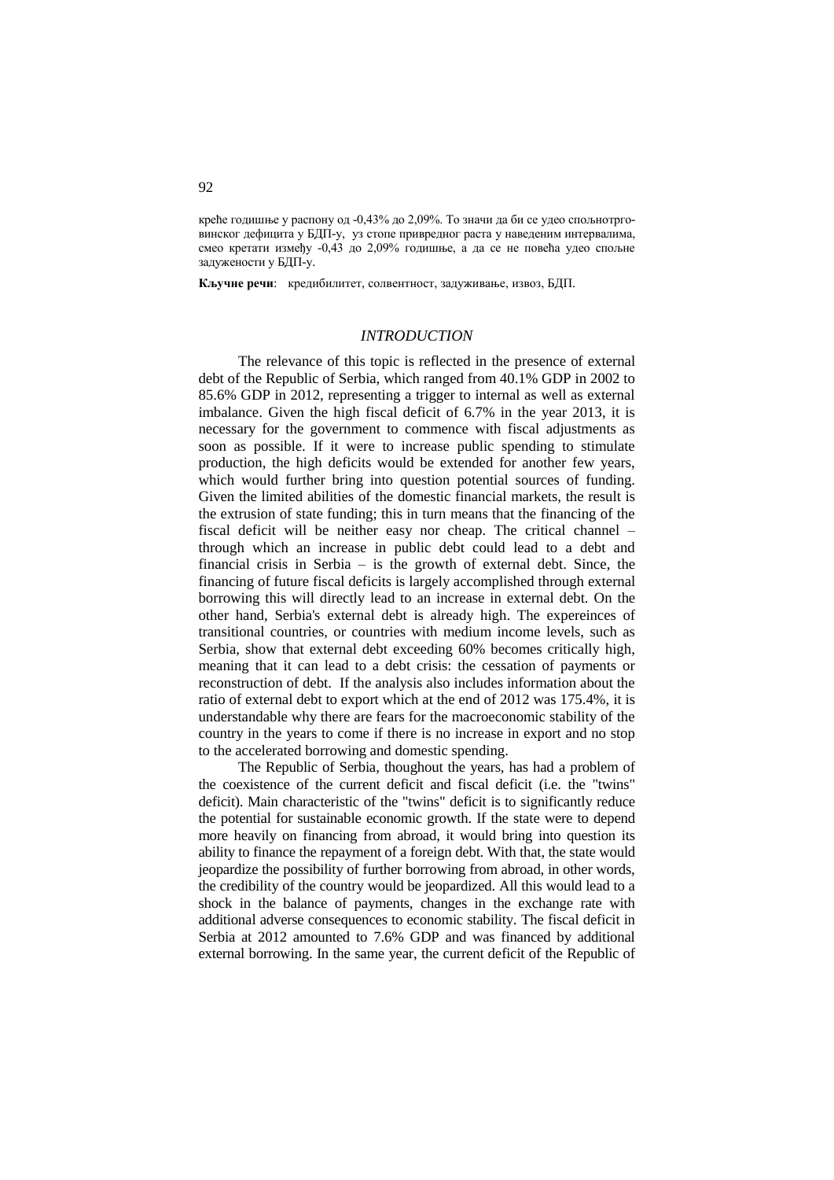креће годишње у распону од -0,43% до 2,09%. То значи да би се удео спољнотрговинског дефицита у БДП-у, уз стопе привредног раста у наведеним интервалима, смео кретати између -0,43 до 2,09% годишње, а да се не повећа удео спољне задужености у БДП-у.

**Кључне речи**: кредибилитет, солвентност, задуживање, извоз, БДП.

## *INTRODUCTION*

The relevance of this topic is reflected in the presence of external debt of the Republic of Serbia, which ranged from 40.1% GDP in 2002 to 85.6% GDP in 2012, representing a trigger to internal as well as external imbalance. Given the high fiscal deficit of 6.7% in the year 2013, it is necessary for the government to commence with fiscal adjustments as soon as possible. If it were to increase public spending to stimulate production, the high deficits would be extended for another few years, which would further bring into question potential sources of funding. Given the limited abilities of the domestic financial markets, the result is the extrusion of state funding; this in turn means that the financing of the fiscal deficit will be neither easy nor cheap. The critical channel – through which an increase in public debt could lead to a debt and financial crisis in Serbia – is the growth of external debt. Since, the financing of future fiscal deficits is largely accomplished through external borrowing this will directly lead to an increase in external debt. On the other hand, Serbia's external debt is already high. The expereinces of transitional countries, or countries with medium income levels, such as Serbia, show that external debt exceeding 60% becomes critically high, meaning that it can lead to a debt crisis: the cessation of payments or reconstruction of debt. If the analysis also includes information about the ratio of external debt to export which at the end of 2012 was 175.4%, it is understandable why there are fears for the macroeconomic stability of the country in the years to come if there is no increase in export and no stop to the accelerated borrowing and domestic spending.

The Republic of Serbia, thoughout the years, has had a problem of the coexistence of the current deficit and fiscal deficit (i.e. the "twins" deficit). Main characteristic of the "twins" deficit is to significantly reduce the potential for sustainable economic growth. If the state were to depend more heavily on financing from abroad, it would bring into question its ability to finance the repayment of a foreign debt. With that, the state would jeopardize the possibility of further borrowing from abroad, in other words, the credibility of the country would be jeopardized. All this would lead to a shock in the balance of payments, changes in the exchange rate with additional adverse consequences to economic stability. The fiscal deficit in Serbia at 2012 amounted to 7.6% GDP and was financed by additional external borrowing. In the same year, the current deficit of the Republic of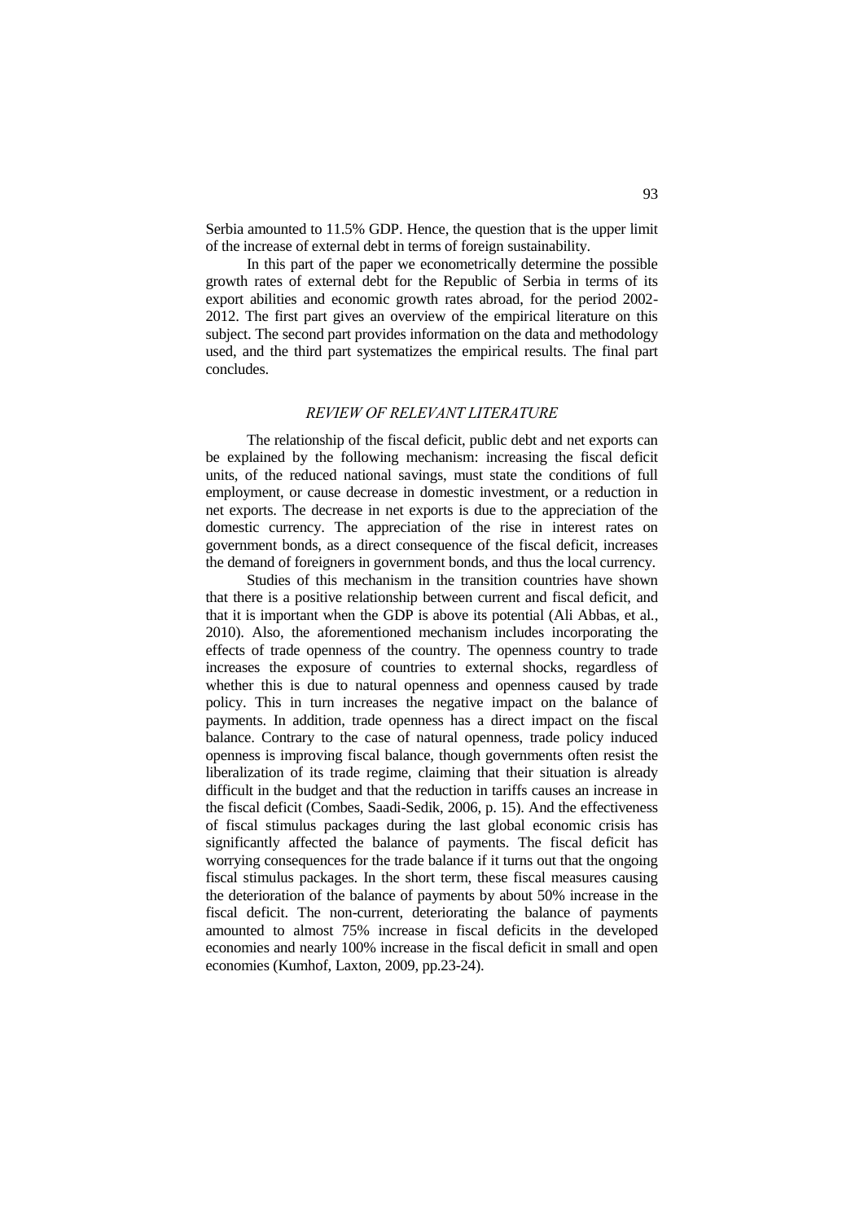Serbia amounted to 11.5% GDP. Hence, the question that is the upper limit of the increase of external debt in terms of foreign sustainability.

In this part of the paper we econometrically determine the possible growth rates of external debt for the Republic of Serbia in terms of its export abilities and economic growth rates abroad, for the period 2002-2012. The first part gives an overview of the empirical literature on this subject. The second part provides information on the data and methodology used, and the third part systematizes the empirical results. The final part concludes.

## *REVIEW OF RELEVANT LITERATURE*

The relationship of the fiscal deficit, public debt and net exports can be explained by the following mechanism: increasing the fiscal deficit units, of the reduced national savings, must state the conditions of full employment, or cause decrease in domestic investment, or a reduction in net exports. The decrease in net exports is due to the appreciation of the domestic currency. The appreciation of the rise in interest rates on government bonds, as a direct consequence of the fiscal deficit, increases the demand of foreigners in government bonds, and thus the local currency.

Studies of this mechanism in the transition countries have shown that there is a positive relationship between current and fiscal deficit, and that it is important when the GDP is above its potential (Ali Abbas, et al., 2010). Also, the aforementioned mechanism includes incorporating the effects of trade openness of the country. The openness country to trade increases the exposure of countries to external shocks, regardless of whether this is due to natural openness and openness caused by trade policy. This in turn increases the negative impact on the balance of payments. In addition, trade openness has a direct impact on the fiscal balance. Contrary to the case of natural openness, trade policy induced openness is improving fiscal balance, though governments often resist the liberalization of its trade regime, claiming that their situation is already difficult in the budget and that the reduction in tariffs causes an increase in the fiscal deficit (Combes, Saadi-Sedik, 2006, p. 15). And the effectiveness of fiscal stimulus packages during the last global economic crisis has significantly affected the balance of payments. The fiscal deficit has worrying consequences for the trade balance if it turns out that the ongoing fiscal stimulus packages. In the short term, these fiscal measures causing the deterioration of the balance of payments by about 50% increase in the fiscal deficit. The non-current, deteriorating the balance of payments amounted to almost 75% increase in fiscal deficits in the developed economies and nearly 100% increase in the fiscal deficit in small and open economies (Kumhof, Laxton, 2009, pp.23-24).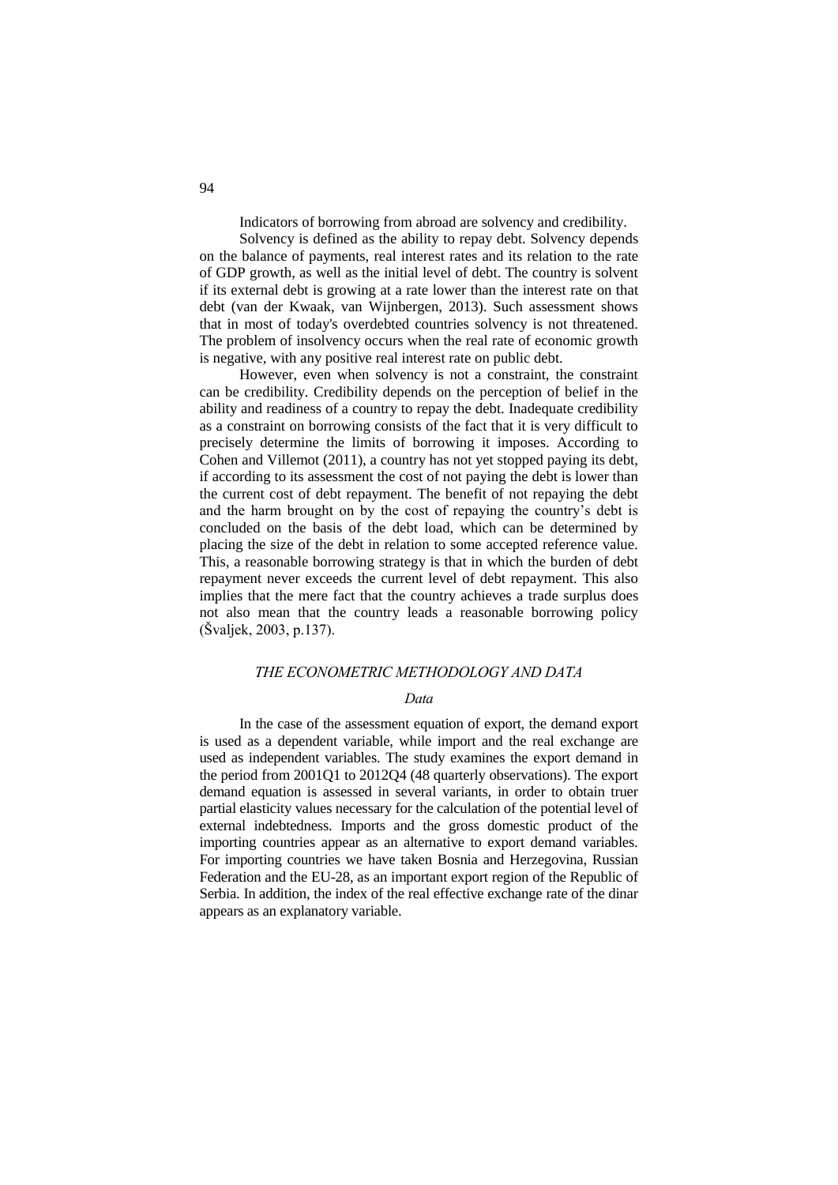Indicators of borrowing from abroad are solvency and credibility.

Solvency is defined as the ability to repay debt. Solvency depends on the balance of payments, real interest rates and its relation to the rate of GDP growth, as well as the initial level of debt. The country is solvent if its external debt is growing at a rate lower than the interest rate on that debt (van der Kwaak, van Wijnbergen, 2013). Such assessment shows that in most of today's overdebted countries solvency is not threatened. The problem of insolvency occurs when the real rate of economic growth is negative, with any positive real interest rate on public debt.

However, even when solvency is not a constraint, the constraint can be credibility. Credibility depends on the perception of belief in the ability and readiness of a country to repay the debt. Inadequate credibility as a constraint on borrowing consists of the fact that it is very difficult to precisely determine the limits of borrowing it imposes. According to Cohen and Villemot (2011), a country has not yet stopped paying its debt, if according to its assessment the cost of not paying the debt is lower than the current cost of debt repayment. The benefit of not repaying the debt and the harm brought on by the cost of repaying the country's debt is concluded on the basis of the debt load, which can be determined by placing the size of the debt in relation to some accepted reference value. This, a reasonable borrowing strategy is that in which the burden of debt repayment never exceeds the current level of debt repayment. This also implies that the mere fact that the country achieves a trade surplus does not also mean that the country leads a reasonable borrowing policy (Švaljek, 2003, p.137).

## *THE ECONOMETRIC METHODOLOGY AND DATA*

### *Data*

In the case of the assessment equation of export, the demand export is used as a dependent variable, while import and the real exchange are used as independent variables. The study examines the export demand in the period from 2001Q1 to 2012Q4 (48 quarterly observations). The export demand equation is assessed in several variants, in order to obtain truer partial elasticity values necessary for the calculation of the potential level of external indebtedness. Imports and the gross domestic product of the importing countries appear as an alternative to export demand variables. For importing countries we have taken Bosnia and Herzegovina, Russian Federation and the EU-28, as an important export region of the Republic of Serbia. In addition, the index of the real effective exchange rate of the dinar appears as an explanatory variable.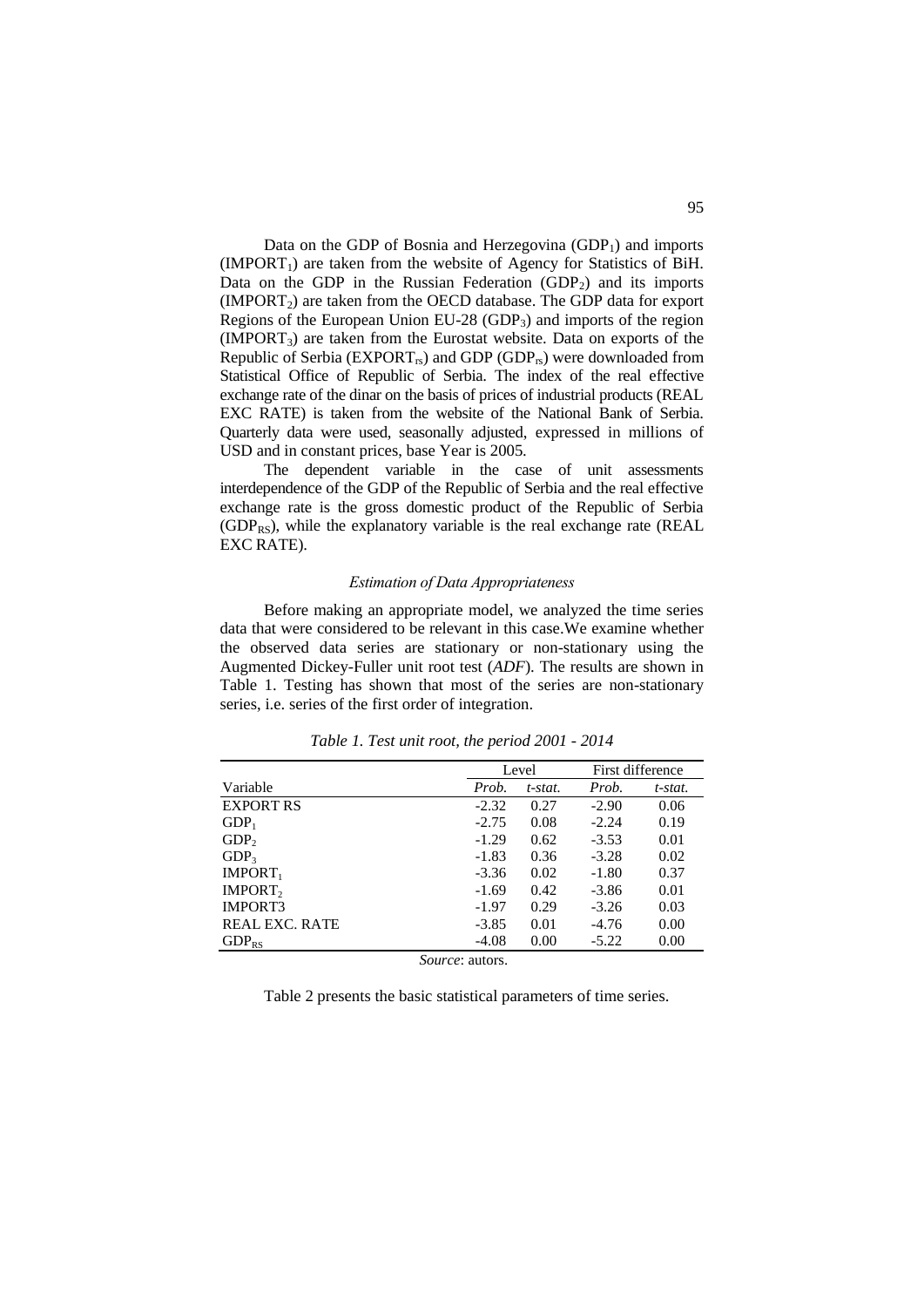Data on the GDP of Bosnia and Herzegovina ($GDP_1$) and imports ($IMPORT_1$) are taken from the website of Agency for Statistics of BiH. Data on the GDP in the Russian Federation ($GDP_2$) and its imports ($IMPORT_2$) are taken from the OECD database. The GDP data for export Regions of the European Union EU-28 ($GDP_3$) and imports of the region ($IMPORT_3$) are taken from the Eurostat website. Data on exports of the Republic of Serbia ($EXPORT_{rs}$) and GDP ($GDP_{rs}$) were downloaded from Statistical Office of Republic of Serbia. The index of the real effective exchange rate of the dinar on the basis of prices of industrial products (REAL EXC RATE) is taken from the website of the National Bank of Serbia. Quarterly data were used, seasonally adjusted, expressed in millions of USD and in constant prices, base Year is 2005.

The dependent variable in the case of unit assessments interdependence of the GDP of the Republic of Serbia and the real effective exchange rate is the gross domestic product of the Republic of Serbia ($GDP_{RS}$), while the explanatory variable is the real exchange rate (REAL EXC RATE).

### *Estimation of Data Appropriateness*

Before making an appropriate model, we analyzed the time series data that were considered to be relevant in this case.We examine whether the observed data series are stationary or non-stationary using the Augmented Dickey-Fuller unit root test (*ADF*). The results are shown in Table 1. Testing has shown that most of the series are non-stationary series, i.e. series of the first order of integration.

*Table 1. Test unit root, the period 2001 - 2014*

| | Level | | First difference | |
|---|---|---|---|---|
| Variable | *Prob.* | *t-stat.* | *Prob.* | *t-stat.* |
| EXPORT RS | -2.32 | 0.27 | -2.90 | 0.06 |
| $GDP_1$ | -2.75 | 0.08 | -2.24 | 0.19 |
| $GDP_2$ | -1.29 | 0.62 | -3.53 | 0.01 |
| $GDP_3$ | -1.83 | 0.36 | -3.28 | 0.02 |
| $IMPORT_1$ | -3.36 | 0.02 | -1.80 | 0.37 |
| $IMPORT_2$ | -1.69 | 0.42 | -3.86 | 0.01 |
| IMPORT3 | -1.97 | 0.29 | -3.26 | 0.03 |
| REAL EXC. RATE | -3.85 | 0.01 | -4.76 | 0.00 |
| $GDP_{RS}$ | -4.08 | 0.00 | -5.22 | 0.00 |

*Source*: autors.

Table 2 presents the basic statistical parameters of time series.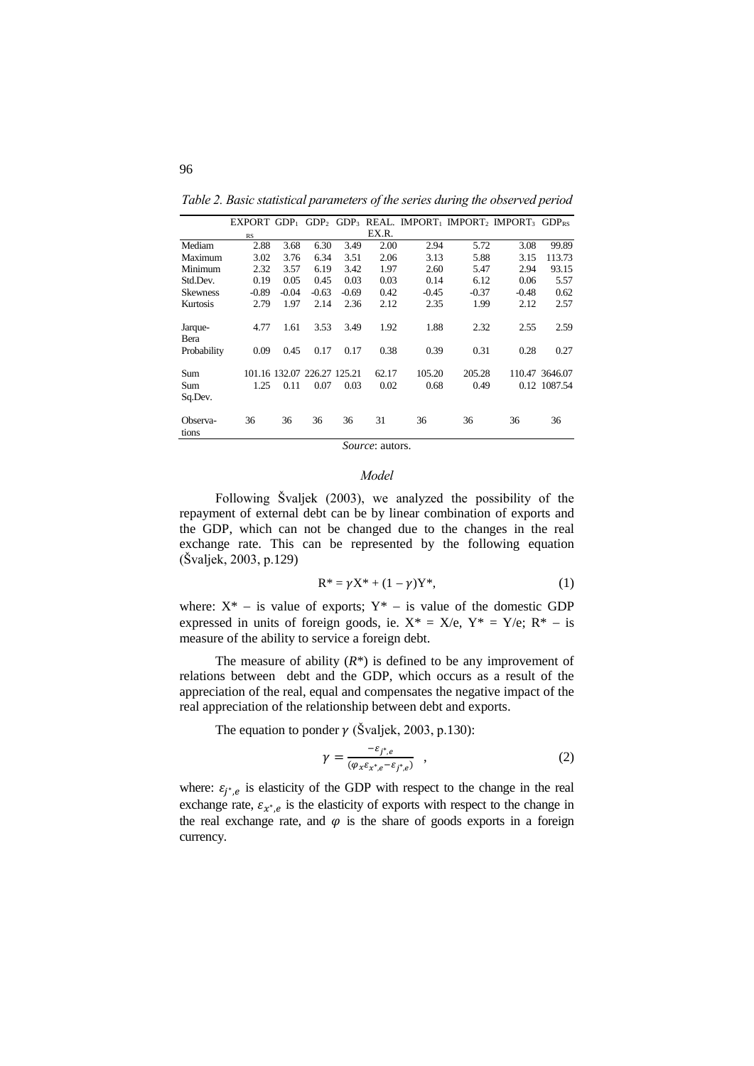*Table 2. Basic statistical parameters of the series during the observed period*

| | EXPORT $_{RS}$ | $GDP_1$ | $GDP_2$ | $GDP_3$ | REAL. EX.R. | $IMPORT_1$ | $IMPORT_2$ | $IMPORT_3$ | $GDP_{RS}$ |
|---|---|---|---|---|---|---|---|---|---|
| Mediam | 2.88 | 3.68 | 6.30 | 3.49 | 2.00 | 2.94 | 5.72 | 3.08 | 99.89 |
| Maximum | 3.02 | 3.76 | 6.34 | 3.51 | 2.06 | 3.13 | 5.88 | 3.15 | 113.73 |
| Minimum | 2.32 | 3.57 | 6.19 | 3.42 | 1.97 | 2.60 | 5.47 | 2.94 | 93.15 |
| Std.Dev. | 0.19 | 0.05 | 0.45 | 0.03 | 0.03 | 0.14 | 6.12 | 0.06 | 5.57 |
| Skewness | -0.89 | -0.04 | -0.63 | -0.69 | 0.42 | -0.45 | -0.37 | -0.48 | 0.62 |
| Kurtosis | 2.79 | 1.97 | 2.14 | 2.36 | 2.12 | 2.35 | 1.99 | 2.12 | 2.57 |
| Jarque-Bera | 4.77 | 1.61 | 3.53 | 3.49 | 1.92 | 1.88 | 2.32 | 2.55 | 2.59 |
| Probability | 0.09 | 0.45 | 0.17 | 0.17 | 0.38 | 0.39 | 0.31 | 0.28 | 0.27 |
| Sum | 101.16 | 132.07 | 226.27 | 125.21 | 62.17 | 105.20 | 205.28 | 110.47 | 3646.07 |
| Sum Sq.Dev. | 1.25 | 0.11 | 0.07 | 0.03 | 0.02 | 0.68 | 0.49 | 0.12 | 1087.54 |
| Observa-tions | 36 | 36 | 36 | 36 | 31 | 36 | 36 | 36 | 36 |

*Source*: autors.

### *Model*

Following Švaljek (2003), we analyzed the possibility of the repayment of external debt can be by linear combination of exports and the GDP, which can not be changed due to the changes in the real exchange rate. This can be represented by the following equation (Švaljek, 2003, p.129)

$$R^* = \gamma X^* + (1 - \gamma)Y^*, \tag{1}$$

where: $X^*$ – is value of exports; $Y^*$ – is value of the domestic GDP expressed in units of foreign goods, ie. $X^* = X/e$, $Y^* = Y/e$; $R^*$ – is measure of the ability to service a foreign debt.

The measure of ability ($R^*$) is defined to be any improvement of relations between debt and the GDP, which occurs as a result of the appreciation of the real, equal and compensates the negative impact of the real appreciation of the relationship between debt and exports.

The equation to ponder $\gamma$ (Švaljek, 2003, p.130):

$$\gamma = \frac{-\varepsilon_{j^*,e}}{(\varphi_x \varepsilon_{x^*,e} - \varepsilon_{j^*,e})} \quad , \tag{2}$$

where: $\varepsilon_{j^*,e}$ is elasticity of the GDP with respect to the change in the real exchange rate, $\varepsilon_{x^*,e}$ is the elasticity of exports with respect to the change in the real exchange rate, and $\varphi$ is the share of goods exports in a foreign currency.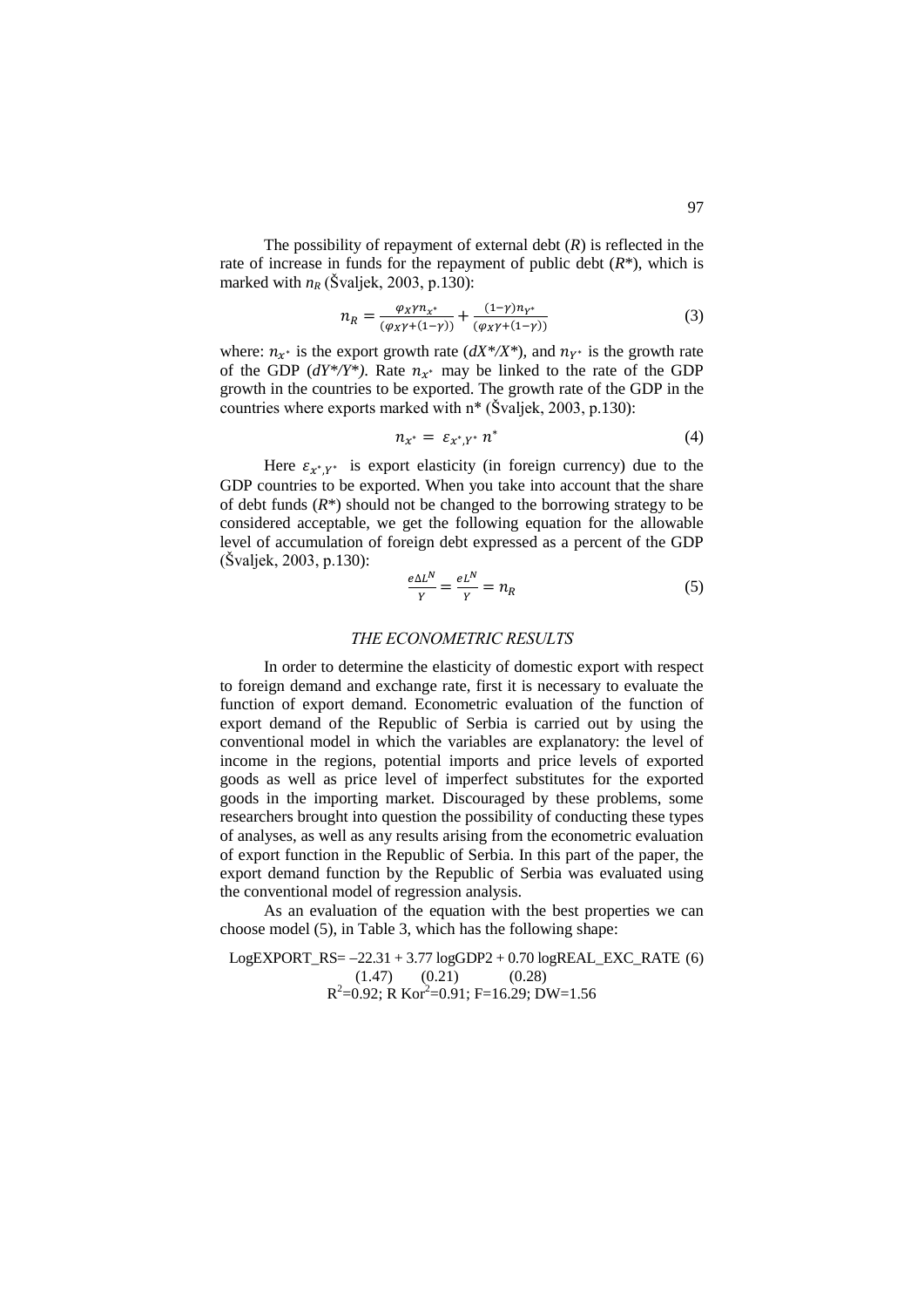The possibility of repayment of external debt ($R$) is reflected in the rate of increase in funds for the repayment of public debt ($R^*$), which is marked with $n_R$ (Švaljek, 2003, p.130):

$$n_R = \frac{\varphi_X \gamma n_{x^*}}{(\varphi_X \gamma + (1-\gamma))} + \frac{(1-\gamma) n_{Y^*}}{(\varphi_X \gamma + (1-\gamma))} \tag{3}$$

where: $n_{x^*}$ is the export growth rate ($dX^*/X^*$), and $n_{Y^*}$ is the growth rate of the GDP ($dY^*/Y^*$). Rate $n_{x^*}$ may be linked to the rate of the GDP growth in the countries to be exported. The growth rate of the GDP in the countries where exports marked with n* (Švaljek, 2003, p.130):

$$n_{x^*} = \varepsilon_{x^*,Y^*} \, n^* \tag{4}$$

Here $\varepsilon_{x^*,Y^*}$ is export elasticity (in foreign currency) due to the GDP countries to be exported. When you take into account that the share of debt funds ($R^*$) should not be changed to the borrowing strategy to be considered acceptable, we get the following equation for the allowable level of accumulation of foreign debt expressed as a percent of the GDP (Švaljek, 2003, p.130):

$$\frac{e\Delta L^N}{Y} = \frac{eL^N}{Y} = n_R \tag{5}$$

## *THE ECONOMETRIC RESULTS*

In order to determine the elasticity of domestic export with respect to foreign demand and exchange rate, first it is necessary to evaluate the function of export demand. Econometric evaluation of the function of export demand of the Republic of Serbia is carried out by using the conventional model in which the variables are explanatory: the level of income in the regions, potential imports and price levels of exported goods as well as price level of imperfect substitutes for the exported goods in the importing market. Discouraged by these problems, some researchers brought into question the possibility of conducting these types of analyses, as well as any results arising from the econometric evaluation of export function in the Republic of Serbia. In this part of the paper, the export demand function by the Republic of Serbia was evaluated using the conventional model of regression analysis.

As an evaluation of the equation with the best properties we can choose model (5), in Table 3, which has the following shape:

$$\underset{}{\text{LogEXPORT\_RS}} = \underset{(1.47)}{-22.31} + \underset{(0.21)}{3.77}\,\text{logGDP2} + \underset{(0.28)}{0.70}\,\text{logREAL\_EXC\_RATE} \tag{6}$$

$R^2=0.92$; R Kor$^2=0.91$; $F=16.29$; $DW=1.56$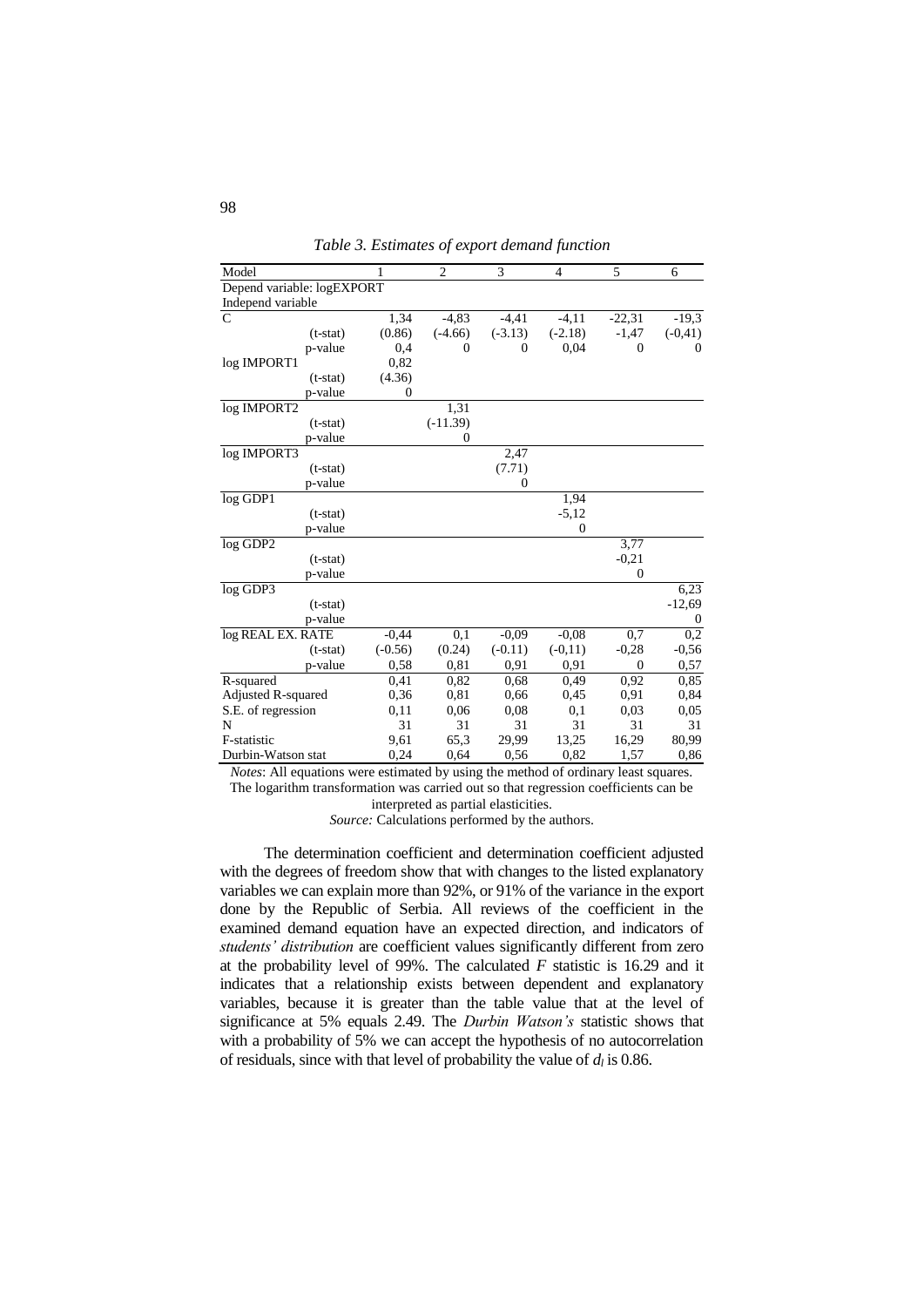*Table 3. Estimates of export demand function*

| Model | | 1 | 2 | 3 | 4 | 5 | 6 |
|---|---|---|---|---|---|---|---|
| Depend variable: logEXPORT | | | | | | | |
| Independ variable | | | | | | | |
| C | | 1,34 | -4,83 | -4,41 | -4,11 | -22,31 | -19,3 |
| | (t-stat) | (0.86) | (-4.66) | (-3.13) | (-2.18) | -1,47 | (-0,41) |
| | p-value | 0,4 | 0 | 0 | 0,04 | 0 | 0 |
| log IMPORT1 | | 0,82 | | | | | |
| | (t-stat) | (4.36) | | | | | |
| | p-value | 0 | | | | | |
| log IMPORT2 | | | 1,31 | | | | |
| | (t-stat) | | (-11.39) | | | | |
| | p-value | | 0 | | | | |
| log IMPORT3 | | | | 2,47 | | | |
| | (t-stat) | | | (7.71) | | | |
| | p-value | | | 0 | | | |
| log GDP1 | | | | | 1,94 | | |
| | (t-stat) | | | | -5,12 | | |
| | p-value | | | | 0 | | |
| log GDP2 | | | | | | 3,77 | |
| | (t-stat) | | | | | -0,21 | |
| | p-value | | | | | 0 | |
| log GDP3 | | | | | | | 6,23 |
| | (t-stat) | | | | | | -12,69 |
| | p-value | | | | | | 0 |
| log REAL EX. RATE | | -0,44 | 0,1 | -0,09 | -0,08 | 0,7 | 0,2 |
| | (t-stat) | (-0.56) | (0.24) | (-0.11) | (-0,11) | -0,28 | -0,56 |
| | p-value | 0,58 | 0,81 | 0,91 | 0,91 | 0 | 0,57 |
| R-squared | | 0,41 | 0,82 | 0,68 | 0,49 | 0,92 | 0,85 |
| Adjusted R-squared | | 0,36 | 0,81 | 0,66 | 0,45 | 0,91 | 0,84 |
| S.E. of regression | | 0,11 | 0,06 | 0,08 | 0,1 | 0,03 | 0,05 |
| N | | 31 | 31 | 31 | 31 | 31 | 31 |
| F-statistic | | 9,61 | 65,3 | 29,99 | 13,25 | 16,29 | 80,99 |
| Durbin-Watson stat | | 0,24 | 0,64 | 0,56 | 0,82 | 1,57 | 0,86 |

*Notes*: All equations were estimated by using the method of ordinary least squares. The logarithm transformation was carried out so that regression coefficients can be interpreted as partial elasticities.

*Source:* Calculations performed by the authors.

The determination coefficient and determination coefficient adjusted with the degrees of freedom show that with changes to the listed explanatory variables we can explain more than 92%, or 91% of the variance in the export done by the Republic of Serbia. All reviews of the coefficient in the examined demand equation have an expected direction, and indicators of *students' distribution* are coefficient values significantly different from zero at the probability level of 99%. The calculated $F$ statistic is 16.29 and it indicates that a relationship exists between dependent and explanatory variables, because it is greater than the table value that at the level of significance at 5% equals 2.49. The *Durbin Watson's* statistic shows that with a probability of 5% we can accept the hypothesis of no autocorrelation of residuals, since with that level of probability the value of $d_l$ is 0.86.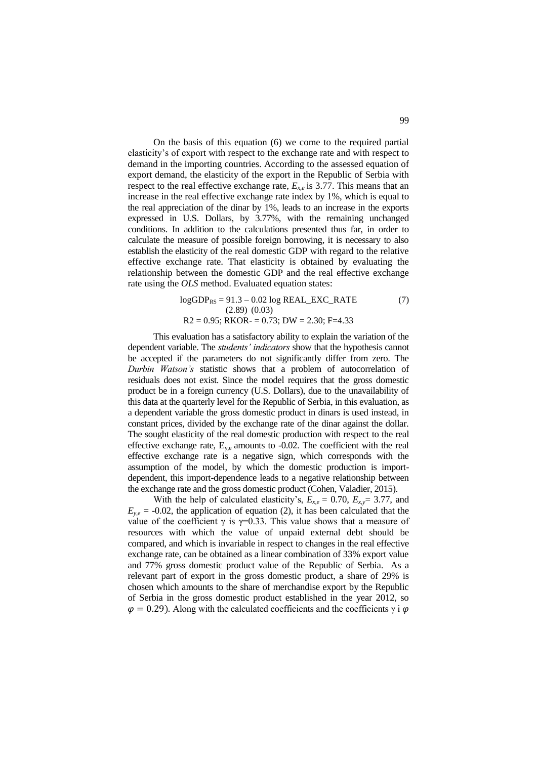On the basis of this equation (6) we come to the required partial elasticity's of export with respect to the exchange rate and with respect to demand in the importing countries. According to the assessed equation of export demand, the elasticity of the export in the Republic of Serbia with respect to the real effective exchange rate, $E_{x,e}$ is 3.77. This means that an increase in the real effective exchange rate index by 1%, which is equal to the real appreciation of the dinar by 1%, leads to an increase in the exports expressed in U.S. Dollars, by 3.77%, with the remaining unchanged conditions. In addition to the calculations presented thus far, in order to calculate the measure of possible foreign borrowing, it is necessary to also establish the elasticity of the real domestic GDP with regard to the relative effective exchange rate. That elasticity is obtained by evaluating the relationship between the domestic GDP and the real effective exchange rate using the *OLS* method. Evaluated equation states:

$$\log GDP_{RS} = \underset{(2.89)}{91.3} - \underset{(0.03)}{0.02} \log REAL\_EXC\_RATE \qquad (7)$$

$$R2 = 0.95;\ RKOR- = 0.73;\ DW = 2.30;\ F=4.33$$

This evaluation has a satisfactory ability to explain the variation of the dependent variable. The *students' indicators* show that the hypothesis cannot be accepted if the parameters do not significantly differ from zero. The *Durbin Watson's* statistic shows that a problem of autocorrelation of residuals does not exist. Since the model requires that the gross domestic product be in a foreign currency (U.S. Dollars), due to the unavailability of this data at the quarterly level for the Republic of Serbia, in this evaluation, as a dependent variable the gross domestic product in dinars is used instead, in constant prices, divided by the exchange rate of the dinar against the dollar. The sought elasticity of the real domestic production with respect to the real effective exchange rate, $E_{y,e}$ amounts to -0.02. The coefficient with the real effective exchange rate is a negative sign, which corresponds with the assumption of the model, by which the domestic production is import-dependent, this import-dependence leads to a negative relationship between the exchange rate and the gross domestic product (Cohen, Valadier, 2015).

With the help of calculated elasticity's, $E_{x,e} = 0.70$, $E_{x,y} = 3.77$, and $E_{y,e} = -0.02$, the application of equation (2), it has been calculated that the value of the coefficient $\gamma$ is $\gamma=0.33$. This value shows that a measure of resources with which the value of unpaid external debt should be compared, and which is invariable in respect to changes in the real effective exchange rate, can be obtained as a linear combination of 33% export value and 77% gross domestic product value of the Republic of Serbia. As a relevant part of export in the gross domestic product, a share of 29% is chosen which amounts to the share of merchandise export by the Republic of Serbia in the gross domestic product established in the year 2012, so $\varphi = 0.29$). Along with the calculated coefficients and the coefficients $\gamma$ i $\varphi$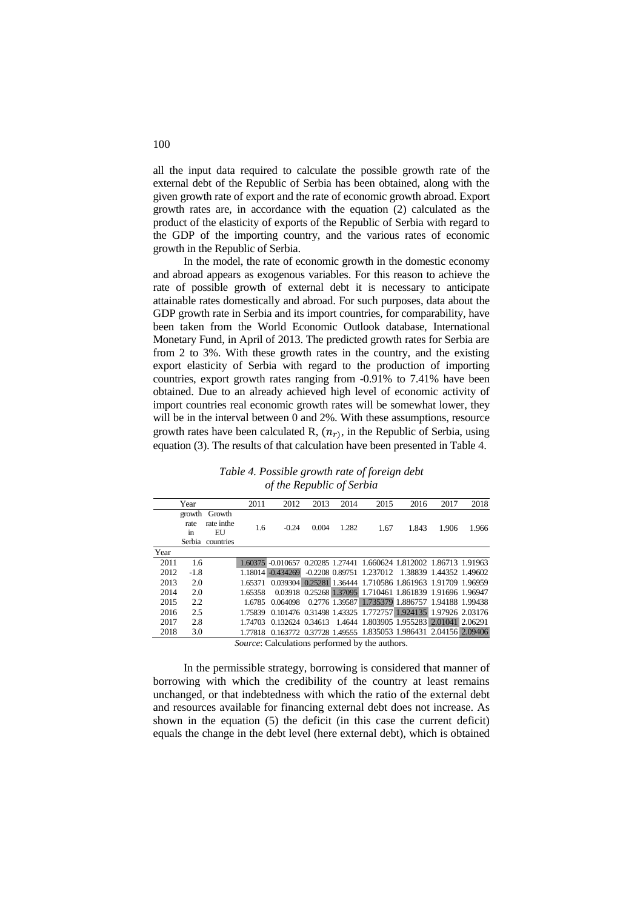all the input data required to calculate the possible growth rate of the external debt of the Republic of Serbia has been obtained, along with the given growth rate of export and the rate of economic growth abroad. Export growth rates are, in accordance with the equation (2) calculated as the product of the elasticity of exports of the Republic of Serbia with regard to the GDP of the importing country, and the various rates of economic growth in the Republic of Serbia.

In the model, the rate of economic growth in the domestic economy and abroad appears as exogenous variables. For this reason to achieve the rate of possible growth of external debt it is necessary to anticipate attainable rates domestically and abroad. For such purposes, data about the GDP growth rate in Serbia and its import countries, for comparability, have been taken from the World Economic Outlook database, International Monetary Fund, in April of 2013. The predicted growth rates for Serbia are from 2 to 3%. With these growth rates in the country, and the existing export elasticity of Serbia with regard to the production of importing countries, export growth rates ranging from -0.91% to 7.41% have been obtained. Due to an already achieved high level of economic activity of import countries real economic growth rates will be somewhat lower, they will be in the interval between 0 and 2%. With these assumptions, resource growth rates have been calculated R, $(n_r)$, in the Republic of Serbia, using equation (3). The results of that calculation have been presented in Table 4.

*Table 4. Possible growth rate of foreign debt of the Republic of Serbia*

| | Year | | 2011 | 2012 | 2013 | 2014 | 2015 | 2016 | 2017 | 2018 |
|---|---|---|---|---|---|---|---|---|---|---|
| | growth rate in Serbia | Growth rate inthe EU countries | 1.6 | -0.24 | 0.004 | 1.282 | 1.67 | 1.843 | 1.906 | 1.966 |
| Year | | | | | | | | | | |
| 2011 | 1.6 | | 1.60375 | -0.010657 | 0.20285 | 1.27441 | 1.660624 | 1.812002 | 1.86713 | 1.91963 |
| 2012 | -1.8 | | 1.18014 | -0.434269 | -0.2208 | 0.89751 | 1.237012 | 1.38839 | 1.44352 | 1.49602 |
| 2013 | 2.0 | | 1.65371 | 0.039304 | 0.25281 | 1.36444 | 1.710586 | 1.861963 | 1.91709 | 1.96959 |
| 2014 | 2.0 | | 1.65358 | 0.03918 | 0.25268 | 1.37095 | 1.710461 | 1.861839 | 1.91696 | 1.96947 |
| 2015 | 2.2 | | 1.6785 | 0.064098 | 0.2776 | 1.39587 | 1.735379 | 1.886757 | 1.94188 | 1.99438 |
| 2016 | 2.5 | | 1.75839 | 0.101476 | 0.31498 | 1.43325 | 1.772757 | 1.924135 | 1.97926 | 2.03176 |
| 2017 | 2.8 | | 1.74703 | 0.132624 | 0.34613 | 1.4644 | 1.803905 | 1.955283 | 2.01041 | 2.06291 |
| 2018 | 3.0 | | 1.77818 | 0.163772 | 0.37728 | 1.49555 | 1.835053 | 1.986431 | 2.04156 | 2.09406 |

*Source*: Calculations performed by the authors.

In the permissible strategy, borrowing is considered that manner of borrowing with which the credibility of the country at least remains unchanged, or that indebtedness with which the ratio of the external debt and resources available for financing external debt does not increase. As shown in the equation (5) the deficit (in this case the current deficit) equals the change in the debt level (here external debt), which is obtained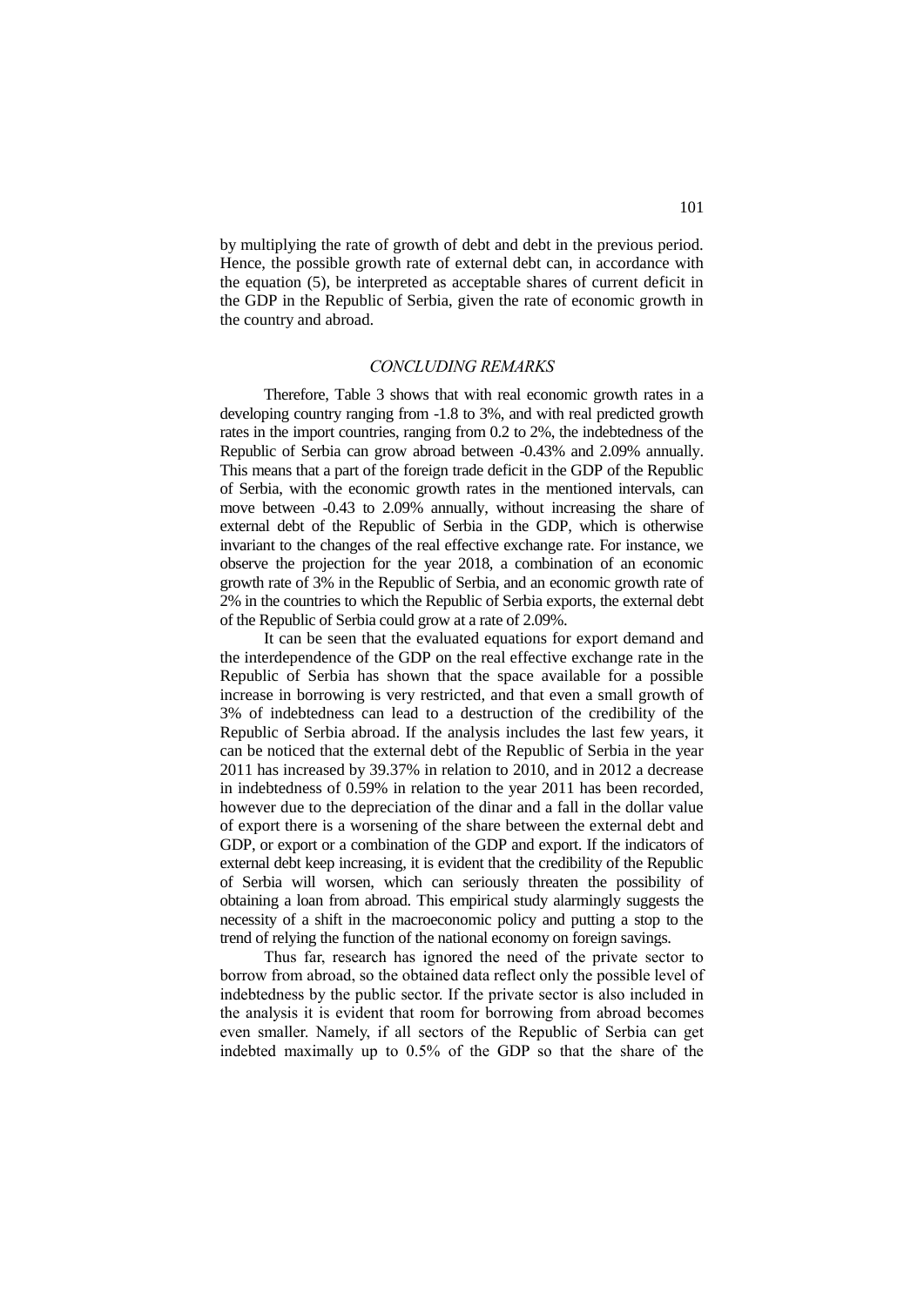by multiplying the rate of growth of debt and debt in the previous period. Hence, the possible growth rate of external debt can, in accordance with the equation (5), be interpreted as acceptable shares of current deficit in the GDP in the Republic of Serbia, given the rate of economic growth in the country and abroad.

## *CONCLUDING REMARKS*

Therefore, Table 3 shows that with real economic growth rates in a developing country ranging from -1.8 to 3%, and with real predicted growth rates in the import countries, ranging from 0.2 to 2%, the indebtedness of the Republic of Serbia can grow abroad between -0.43% and 2.09% annually. This means that a part of the foreign trade deficit in the GDP of the Republic of Serbia, with the economic growth rates in the mentioned intervals, can move between -0.43 to 2.09% annually, without increasing the share of external debt of the Republic of Serbia in the GDP, which is otherwise invariant to the changes of the real effective exchange rate. For instance, we observe the projection for the year 2018, a combination of an economic growth rate of 3% in the Republic of Serbia, and an economic growth rate of 2% in the countries to which the Republic of Serbia exports, the external debt of the Republic of Serbia could grow at a rate of 2.09%.

It can be seen that the evaluated equations for export demand and the interdependence of the GDP on the real effective exchange rate in the Republic of Serbia has shown that the space available for a possible increase in borrowing is very restricted, and that even a small growth of 3% of indebtedness can lead to a destruction of the credibility of the Republic of Serbia abroad. If the analysis includes the last few years, it can be noticed that the external debt of the Republic of Serbia in the year 2011 has increased by 39.37% in relation to 2010, and in 2012 a decrease in indebtedness of 0.59% in relation to the year 2011 has been recorded, however due to the depreciation of the dinar and a fall in the dollar value of export there is a worsening of the share between the external debt and GDP, or export or a combination of the GDP and export. If the indicators of external debt keep increasing, it is evident that the credibility of the Republic of Serbia will worsen, which can seriously threaten the possibility of obtaining a loan from abroad. This empirical study alarmingly suggests the necessity of a shift in the macroeconomic policy and putting a stop to the trend of relying the function of the national economy on foreign savings.

Thus far, research has ignored the need of the private sector to borrow from abroad, so the obtained data reflect only the possible level of indebtedness by the public sector. If the private sector is also included in the analysis it is evident that room for borrowing from abroad becomes even smaller. Namely, if all sectors of the Republic of Serbia can get indebted maximally up to 0.5% of the GDP so that the share of the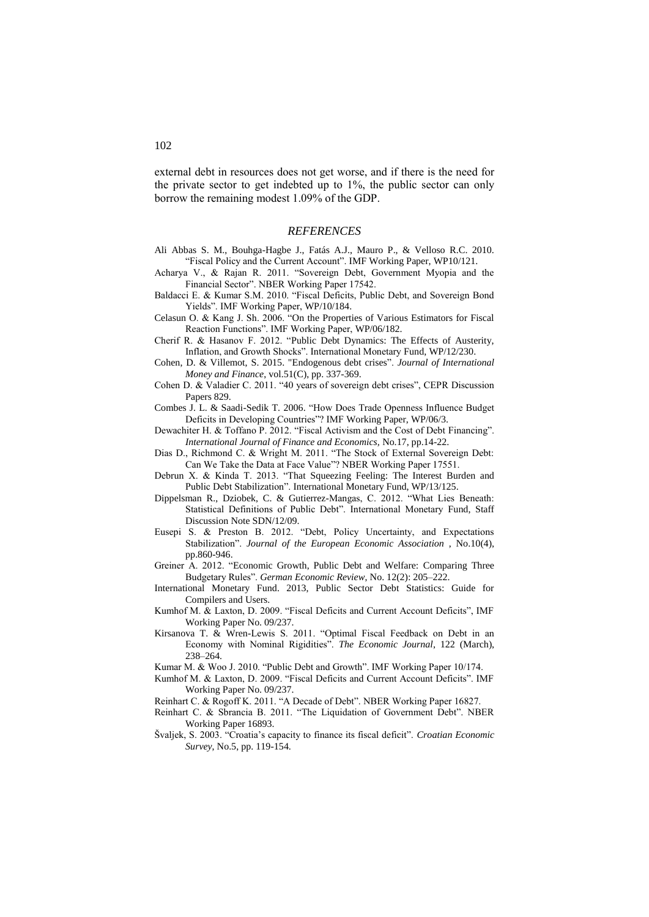external debt in resources does not get worse, and if there is the need for the private sector to get indebted up to 1%, the public sector can only borrow the remaining modest 1.09% of the GDP.

## *REFERENCES*

Ali Abbas S. M., Bouhga-Hagbe J., Fatás A.J., Mauro P., & Velloso R.C. 2010. "Fiscal Policy and the Current Account". IMF Working Paper, WP10/121.

Acharya V., & Rajan R. 2011. "Sovereign Debt, Government Myopia and the Financial Sector". NBER Working Paper 17542.

Baldacci E. & Kumar S.M. 2010. "Fiscal Deficits, Public Debt, and Sovereign Bond Yields". IMF Working Paper, WP/10/184.

Celasun O. & Kang J. Sh. 2006. "On the Properties of Various Estimators for Fiscal Reaction Functions". IMF Working Paper, WP/06/182.

Cherif R. & Hasanov F. 2012. "Public Debt Dynamics: The Effects of Austerity, Inflation, and Growth Shocks". International Monetary Fund, WP/12/230.

Cohen, D. & Villemot, S. 2015. "Endogenous debt crises". *Journal of International Money and Finance*, vol.51(C), pp. 337-369.

Cohen D. & Valadier C. 2011. "40 years of sovereign debt crises", CEPR Discussion Papers 829.

Combes J. L. & Saadi-Sedik T. 2006. "How Does Trade Openness Influence Budget Deficits in Developing Countries"? IMF Working Paper, WP/06/3.

Dewachiter H. & Toffano P. 2012. "Fiscal Activism and the Cost of Debt Financing". *International Journal of Finance and Economics*, No.17, pp.14-22.

Dias D., Richmond C. & Wright M. 2011. "The Stock of External Sovereign Debt: Can We Take the Data at Face Value"? NBER Working Paper 17551.

Debrun X. & Kinda T. 2013. "That Squeezing Feeling: The Interest Burden and Public Debt Stabilization". International Monetary Fund, WP/13/125.

Dippelsman R., Dziobek, C. & Gutierrez-Mangas, C. 2012. "What Lies Beneath: Statistical Definitions of Public Debt". International Monetary Fund, Staff Discussion Note SDN/12/09.

Eusepi S. & Preston B. 2012. "Debt, Policy Uncertainty, and Expectations Stabilization". *Journal of the European Economic Association* , No.10(4), pp.860-946.

Greiner A. 2012. "Economic Growth, Public Debt and Welfare: Comparing Three Budgetary Rules". *German Economic Review*, No. 12(2): 205–222.

International Monetary Fund. 2013, Public Sector Debt Statistics: Guide for Compilers and Users.

Kumhof M. & Laxton, D. 2009. "Fiscal Deficits and Current Account Deficits", IMF Working Paper No. 09/237.

Kirsanova T. & Wren-Lewis S. 2011. "Optimal Fiscal Feedback on Debt in an Economy with Nominal Rigidities". *The Economic Journal*, 122 (March), 238–264.

Kumar M. & Woo J. 2010. "Public Debt and Growth". IMF Working Paper 10/174.

Kumhof M. & Laxton, D. 2009. "Fiscal Deficits and Current Account Deficits". IMF Working Paper No. 09/237.

Reinhart C. & Rogoff K. 2011. "A Decade of Debt". NBER Working Paper 16827.

Reinhart C. & Sbrancia B. 2011. "The Liquidation of Government Debt". NBER Working Paper 16893.

Švaljek, S. 2003. "Croatia's capacity to finance its fiscal deficit". *Croatian Economic Survey*, No.5, pp. 119-154.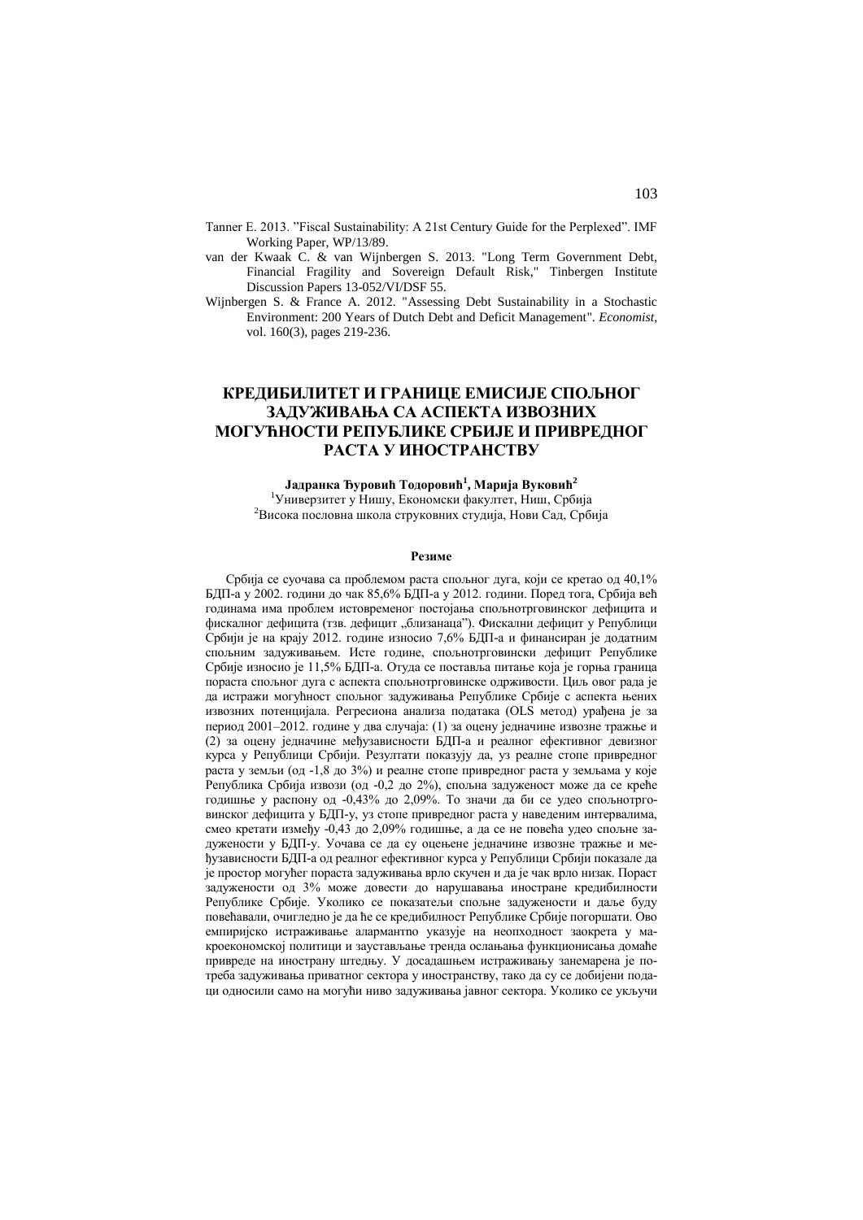Tanner E. 2013. "Fiscal Sustainability: A 21st Century Guide for the Perplexed". IMF Working Paper, WP/13/89.

van der Kwaak C. & van Wijnbergen S. 2013. "Long Term Government Debt, Financial Fragility and Sovereign Default Risk," Tinbergen Institute Discussion Papers 13-052/VI/DSF 55.

Wijnbergen S. & France A. 2012. "Assessing Debt Sustainability in a Stochastic Environment: 200 Years of Dutch Debt and Deficit Management". *Economist*, vol. 160(3), pages 219-236.

# КРЕДИБИЛИТЕТ И ГРАНИЦЕ ЕМИСИЈЕ СПОЉНОГ ЗАДУЖИВАЊА СА АСПЕКТА ИЗВОЗНИХ МОГУЋНОСТИ РЕПУБЛИКЕ СРБИЈЕ И ПРИВРЕДНОГ РАСТА У ИНОСТРАНСТВУ

**Јадранка Ђуровић Тодоровић[1], Марија Вуковић[2]**

[1]Универзитет у Нишу, Економски факултет, Ниш, Србија
[2]Висока пословна школа струковних студија, Нови Сад, Србија

#### Резиме

Србија се суочава са проблемом раста спољног дуга, који се кретао од 40,1% БДП-а у 2002. години до чак 85,6% БДП-а у 2012. години. Поред тога, Србија већ годинама има проблем истовременог постојања спољнотрговинског дефицита и фискалног дефицита (тзв. дефицит „близанаца"). Фискални дефицит у Републици Србији је на крају 2012. године износио 7,6% БДП-а и финансиран је додатним спољним задуживањем. Исте године, спољнотрговински дефицит Републике Србије износио је 11,5% БДП-а. Отуда се поставља питање која је горња граница пораста спољног дуга с аспекта спољнотрговинске одрживости. Циљ овог рада је да истражи могућност спољног задуживања Републике Србије с аспекта њених извозних потенцијала. Регресиона анализа података (OLS метод) урађена је за период 2001–2012. године у два случаја: (1) за оцену једначине извозне тражње и (2) за оцену једначине међузависности БДП-а и реалног ефективног девизног курса у Републици Србији. Резултати показују да, уз реалне стопе привредног раста у земљи (од -1,8 до 3%) и реалне стопе привредног раста у земљама у које Република Србија извози (од -0,2 до 2%), спољна задуженост може да се креће годишње у распону од -0,43% до 2,09%. То значи да би се удео спољнотрговинског дефицита у БДП-у, уз стопе привредног раста у наведеним интервалима, смео кретати између -0,43 до 2,09% годишње, а да се не повећа удео спољне задужености у БДП-у. Уочава се да су оцењене једначине извозне тражње и међузависности БДП-а од реалног ефективног курса у Републици Србији показале да је простор могућег пораста задуживања врло скучен и да је чак врло низак. Пораст задужености од 3% може довести до нарушавања иностране кредибилности Републике Србије. Уколико се показатељи спољне задужености и даље буду повећавали, очигледно је да ће се кредибилност Републике Србије погоршати. Ово емпиријско истраживање алармантно указује на неопходност заокрета у макроекономској политици и заустављање тренда ослањања функционисања домаће привреде на инострану штедњу. У досадашњем истраживању занемарена је потреба задуживања приватног сектора у иностранству, тако да су се добијени подаци односили само на могући ниво задуживања јавног сектора. Уколико се укључи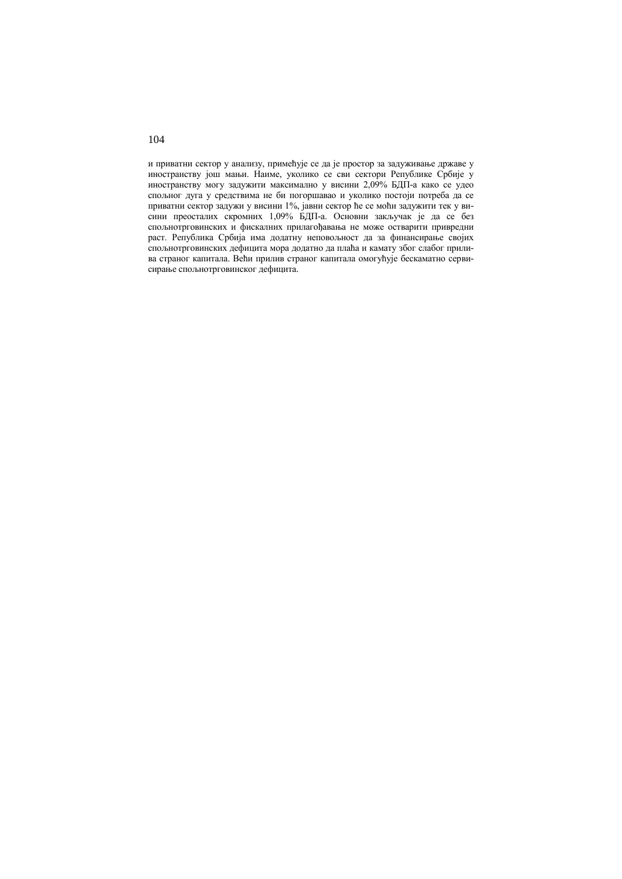и приватни сектор у анализу, примећује се да је простор за задуживање државе у иностранству још мањи. Наиме, уколико се сви сектори Републике Србије у иностранству могу задужити максимално у висини 2,09% БДП-а како се удео спољног дуга у средствима не би погоршавао и уколико постоји потреба да се приватни сектор задужи у висини 1%, јавни сектор ће се моћи задужити тек у висини преосталих скромних 1,09% БДП-а. Основни закључак је да се без спољнотрговинских и фискалних прилагођавања не може остварити привредни раст. Република Србија има додатну неповољност да за финансирање својих спољнотрговинских дефицита мора додатно да плаћа и камату због слабог прилива страног капитала. Већи прилив страног капитала омогућује бескаматно сервисирање спољнотрговинског дефицита.